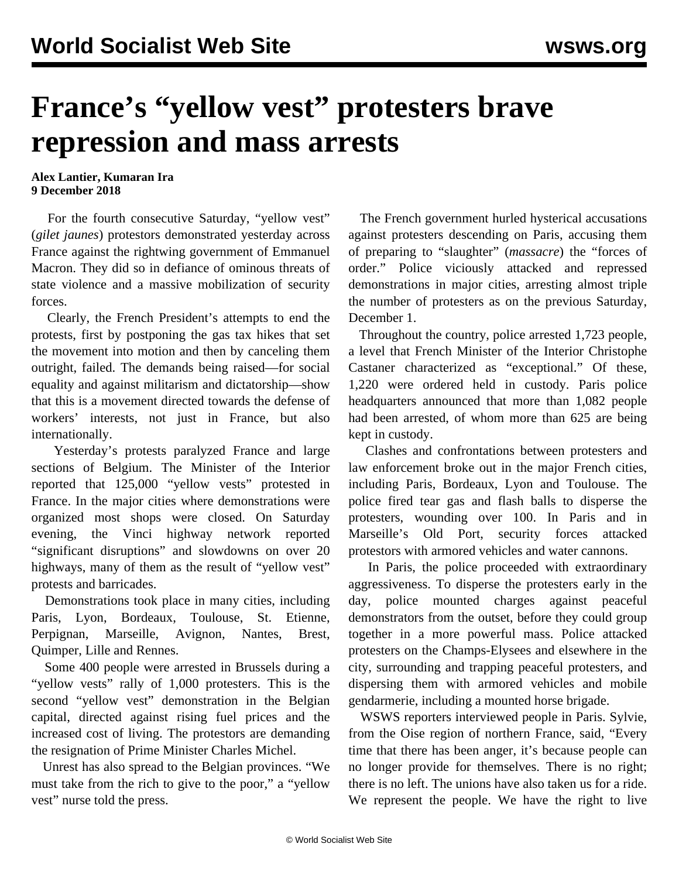# France's "yellow vest" protesters brave repression and mass arrests

**Alex Lantier, Kumaran Ira**
**9 December 2018**

For the fourth consecutive Saturday, "yellow vest" (*gilet jaunes*) protestors demonstrated yesterday across France against the rightwing government of Emmanuel Macron. They did so in defiance of ominous threats of state violence and a massive mobilization of security forces.

Clearly, the French President's attempts to end the protests, first by postponing the gas tax hikes that set the movement into motion and then by canceling them outright, failed. The demands being raised—for social equality and against militarism and dictatorship—show that this is a movement directed towards the defense of workers' interests, not just in France, but also internationally.

Yesterday's protests paralyzed France and large sections of Belgium. The Minister of the Interior reported that 125,000 "yellow vests" protested in France. In the major cities where demonstrations were organized most shops were closed. On Saturday evening, the Vinci highway network reported "significant disruptions" and slowdowns on over 20 highways, many of them as the result of "yellow vest" protests and barricades.

Demonstrations took place in many cities, including Paris, Lyon, Bordeaux, Toulouse, St. Etienne, Perpignan, Marseille, Avignon, Nantes, Brest, Quimper, Lille and Rennes.

Some 400 people were arrested in Brussels during a "yellow vests" rally of 1,000 protesters. This is the second "yellow vest" demonstration in the Belgian capital, directed against rising fuel prices and the increased cost of living. The protestors are demanding the resignation of Prime Minister Charles Michel.

Unrest has also spread to the Belgian provinces. "We must take from the rich to give to the poor," a "yellow vest" nurse told the press.

The French government hurled hysterical accusations against protesters descending on Paris, accusing them of preparing to "slaughter" (*massacre*) the "forces of order." Police viciously attacked and repressed demonstrations in major cities, arresting almost triple the number of protesters as on the previous Saturday, December 1.

Throughout the country, police arrested 1,723 people, a level that French Minister of the Interior Christophe Castaner characterized as "exceptional." Of these, 1,220 were ordered held in custody. Paris police headquarters announced that more than 1,082 people had been arrested, of whom more than 625 are being kept in custody.

Clashes and confrontations between protesters and law enforcement broke out in the major French cities, including Paris, Bordeaux, Lyon and Toulouse. The police fired tear gas and flash balls to disperse the protesters, wounding over 100. In Paris and in Marseille's Old Port, security forces attacked protestors with armored vehicles and water cannons.

In Paris, the police proceeded with extraordinary aggressiveness. To disperse the protesters early in the day, police mounted charges against peaceful demonstrators from the outset, before they could group together in a more powerful mass. Police attacked protesters on the Champs-Elysees and elsewhere in the city, surrounding and trapping peaceful protesters, and dispersing them with armored vehicles and mobile gendarmerie, including a mounted horse brigade.

WSWS reporters interviewed people in Paris. Sylvie, from the Oise region of northern France, said, "Every time that there has been anger, it's because people can no longer provide for themselves. There is no right; there is no left. The unions have also taken us for a ride. We represent the people. We have the right to live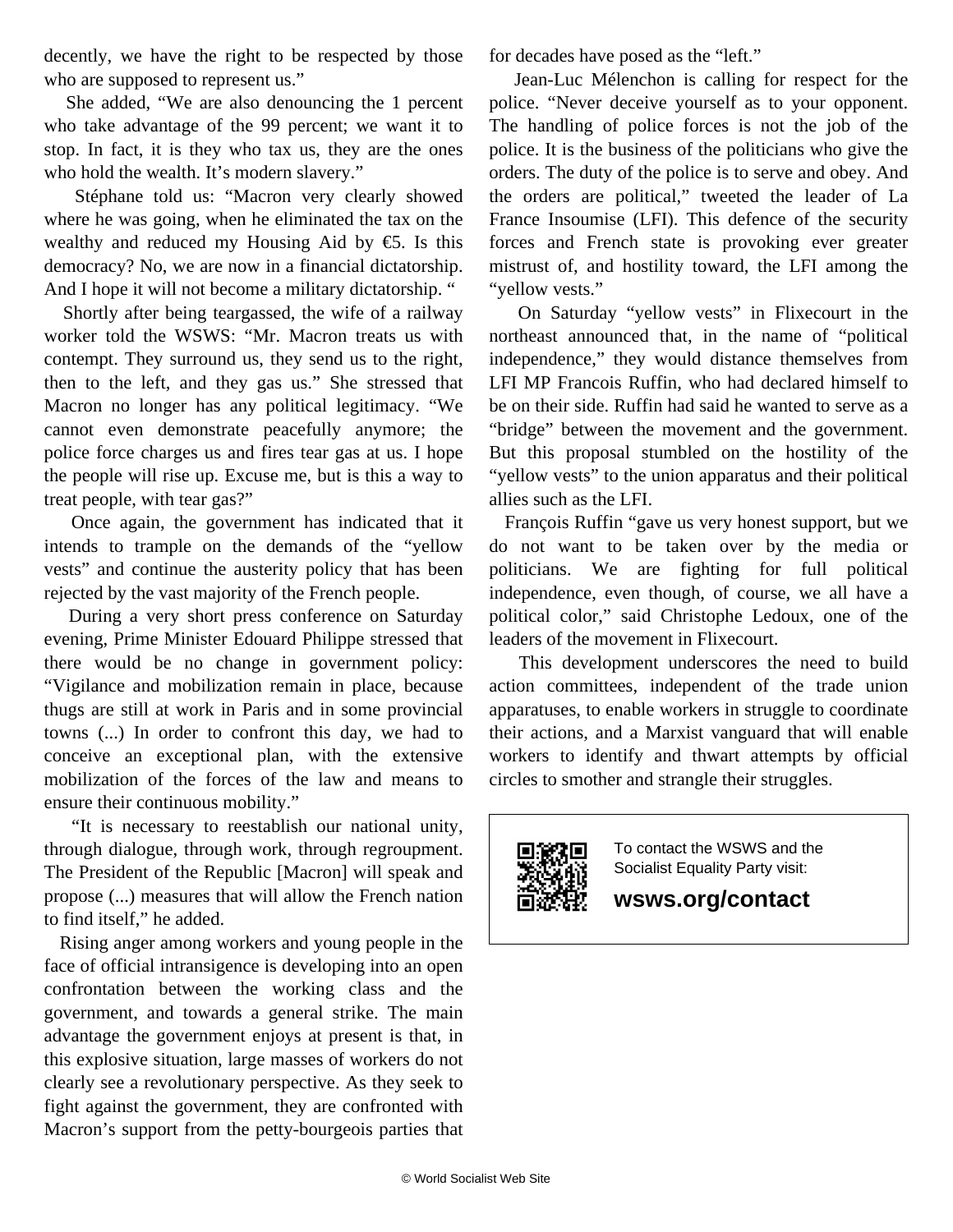decently, we have the right to be respected by those who are supposed to represent us."

She added, "We are also denouncing the 1 percent who take advantage of the 99 percent; we want it to stop. In fact, it is they who tax us, they are the ones who hold the wealth. It's modern slavery."

Stéphane told us: "Macron very clearly showed where he was going, when he eliminated the tax on the wealthy and reduced my Housing Aid by €5. Is this democracy? No, we are now in a financial dictatorship. And I hope it will not become a military dictatorship. "

Shortly after being teargassed, the wife of a railway worker told the WSWS: "Mr. Macron treats us with contempt. They surround us, they send us to the right, then to the left, and they gas us." She stressed that Macron no longer has any political legitimacy. "We cannot even demonstrate peacefully anymore; the police force charges us and fires tear gas at us. I hope the people will rise up. Excuse me, but is this a way to treat people, with tear gas?"

Once again, the government has indicated that it intends to trample on the demands of the "yellow vests" and continue the austerity policy that has been rejected by the vast majority of the French people.

During a very short press conference on Saturday evening, Prime Minister Edouard Philippe stressed that there would be no change in government policy: "Vigilance and mobilization remain in place, because thugs are still at work in Paris and in some provincial towns (...) In order to confront this day, we had to conceive an exceptional plan, with the extensive mobilization of the forces of the law and means to ensure their continuous mobility."

"It is necessary to reestablish our national unity, through dialogue, through work, through regroupment. The President of the Republic [Macron] will speak and propose (...) measures that will allow the French nation to find itself," he added.

Rising anger among workers and young people in the face of official intransigence is developing into an open confrontation between the working class and the government, and towards a general strike. The main advantage the government enjoys at present is that, in this explosive situation, large masses of workers do not clearly see a revolutionary perspective. As they seek to fight against the government, they are confronted with Macron's support from the petty-bourgeois parties that for decades have posed as the "left."

Jean-Luc Mélenchon is calling for respect for the police. "Never deceive yourself as to your opponent. The handling of police forces is not the job of the police. It is the business of the politicians who give the orders. The duty of the police is to serve and obey. And the orders are political," tweeted the leader of La France Insoumise (LFI). This defence of the security forces and French state is provoking ever greater mistrust of, and hostility toward, the LFI among the "yellow vests."

On Saturday "yellow vests" in Flixecourt in the northeast announced that, in the name of "political independence," they would distance themselves from LFI MP Francois Ruffin, who had declared himself to be on their side. Ruffin had said he wanted to serve as a "bridge" between the movement and the government. But this proposal stumbled on the hostility of the "yellow vests" to the union apparatus and their political allies such as the LFI.

François Ruffin "gave us very honest support, but we do not want to be taken over by the media or politicians. We are fighting for full political independence, even though, of course, we all have a political color," said Christophe Ledoux, one of the leaders of the movement in Flixecourt.

This development underscores the need to build action committees, independent of the trade union apparatuses, to enable workers in struggle to coordinate their actions, and a Marxist vanguard that will enable workers to identify and thwart attempts by official circles to smother and strangle their struggles.

To contact the WSWS and the Socialist Equality Party visit:

**wsws.org/contact**